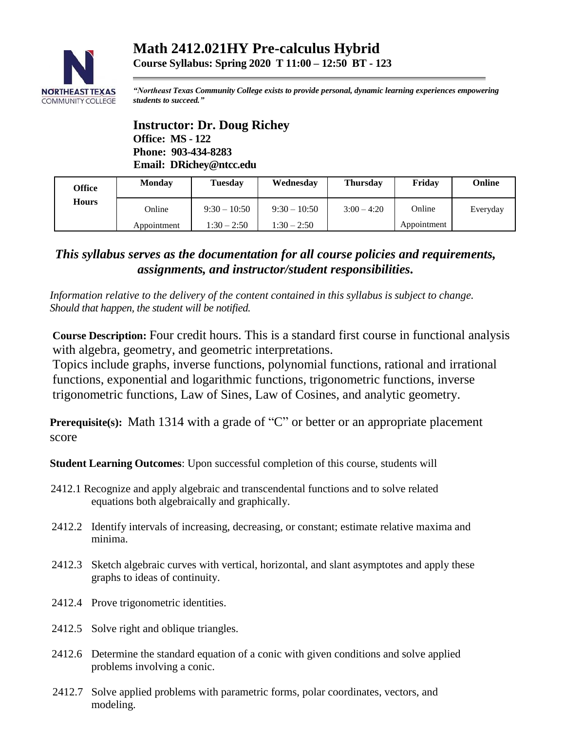# Math 2412.021HY Pre-calculus Hybrid

**Course Syllabus: Spring 2020 T 11:00 – 12:50 BT - 123**

***"Northeast Texas Community College exists to provide personal, dynamic learning experiences empowering students to succeed."***

## Instructor: Dr. Doug Richey

**Office: MS - 122**
**Phone: 903-434-8283**
**Email: DRichey@ntcc.edu**

| Office Hours | Monday | Tuesday | Wednesday | Thursday | Friday | Online |
|---|---|---|---|---|---|---|
| | Online Appointment | 9:30 – 10:50<br>1:30 – 2:50 | 9:30 – 10:50<br>1:30 – 2:50 | 3:00 – 4:20 | Online Appointment | Everyday |

### *This syllabus serves as the documentation for all course policies and requirements, assignments, and instructor/student responsibilities.*

*Information relative to the delivery of the content contained in this syllabus is subject to change. Should that happen, the student will be notified.*

**Course Description:** Four credit hours. This is a standard first course in functional analysis with algebra, geometry, and geometric interpretations.
Topics include graphs, inverse functions, polynomial functions, rational and irrational functions, exponential and logarithmic functions, trigonometric functions, inverse trigonometric functions, Law of Sines, Law of Cosines, and analytic geometry.

**Prerequisite(s):** Math 1314 with a grade of "C" or better or an appropriate placement score

**Student Learning Outcomes**: Upon successful completion of this course, students will

2412.1 Recognize and apply algebraic and transcendental functions and to solve related equations both algebraically and graphically.

2412.2 Identify intervals of increasing, decreasing, or constant; estimate relative maxima and minima.

2412.3 Sketch algebraic curves with vertical, horizontal, and slant asymptotes and apply these graphs to ideas of continuity.

2412.4 Prove trigonometric identities.

2412.5 Solve right and oblique triangles.

2412.6 Determine the standard equation of a conic with given conditions and solve applied problems involving a conic.

2412.7 Solve applied problems with parametric forms, polar coordinates, vectors, and modeling.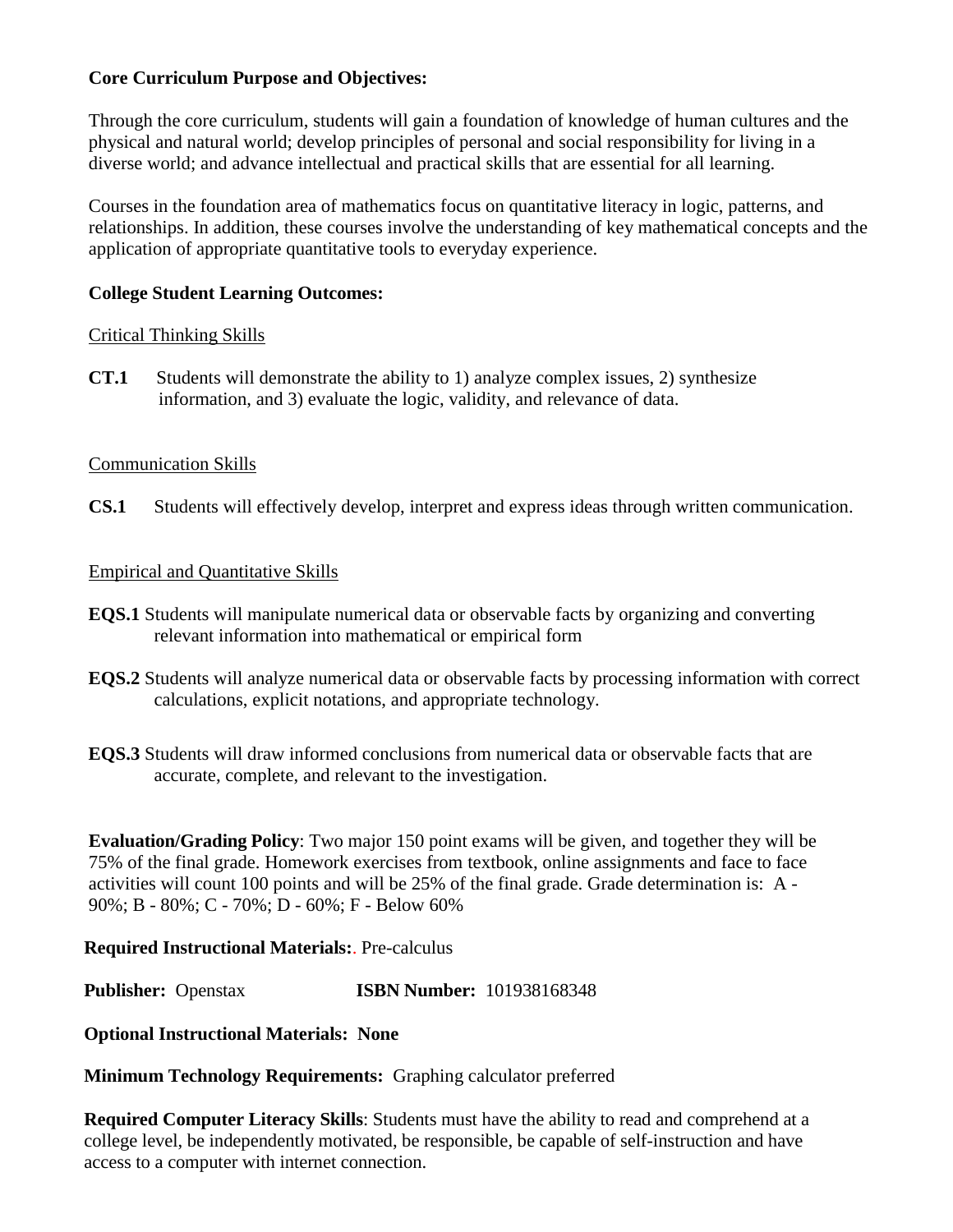**Core Curriculum Purpose and Objectives:**

Through the core curriculum, students will gain a foundation of knowledge of human cultures and the physical and natural world; develop principles of personal and social responsibility for living in a diverse world; and advance intellectual and practical skills that are essential for all learning.

Courses in the foundation area of mathematics focus on quantitative literacy in logic, patterns, and relationships. In addition, these courses involve the understanding of key mathematical concepts and the application of appropriate quantitative tools to everyday experience.

**College Student Learning Outcomes:**

Critical Thinking Skills

**CT.1** Students will demonstrate the ability to 1) analyze complex issues, 2) synthesize information, and 3) evaluate the logic, validity, and relevance of data.

Communication Skills

**CS.1** Students will effectively develop, interpret and express ideas through written communication.

Empirical and Quantitative Skills

**EQS.1** Students will manipulate numerical data or observable facts by organizing and converting relevant information into mathematical or empirical form

**EQS.2** Students will analyze numerical data or observable facts by processing information with correct calculations, explicit notations, and appropriate technology.

**EQS.3** Students will draw informed conclusions from numerical data or observable facts that are accurate, complete, and relevant to the investigation.

**Evaluation/Grading Policy**: Two major 150 point exams will be given, and together they will be 75% of the final grade. Homework exercises from textbook, online assignments and face to face activities will count 100 points and will be 25% of the final grade. Grade determination is: A - 90%; B - 80%; C - 70%; D - 60%; F - Below 60%

**Required Instructional Materials:**. Pre-calculus

**Publisher:** Openstax **ISBN Number:** 101938168348

**Optional Instructional Materials: None**

**Minimum Technology Requirements:** Graphing calculator preferred

**Required Computer Literacy Skills**: Students must have the ability to read and comprehend at a college level, be independently motivated, be responsible, be capable of self-instruction and have access to a computer with internet connection.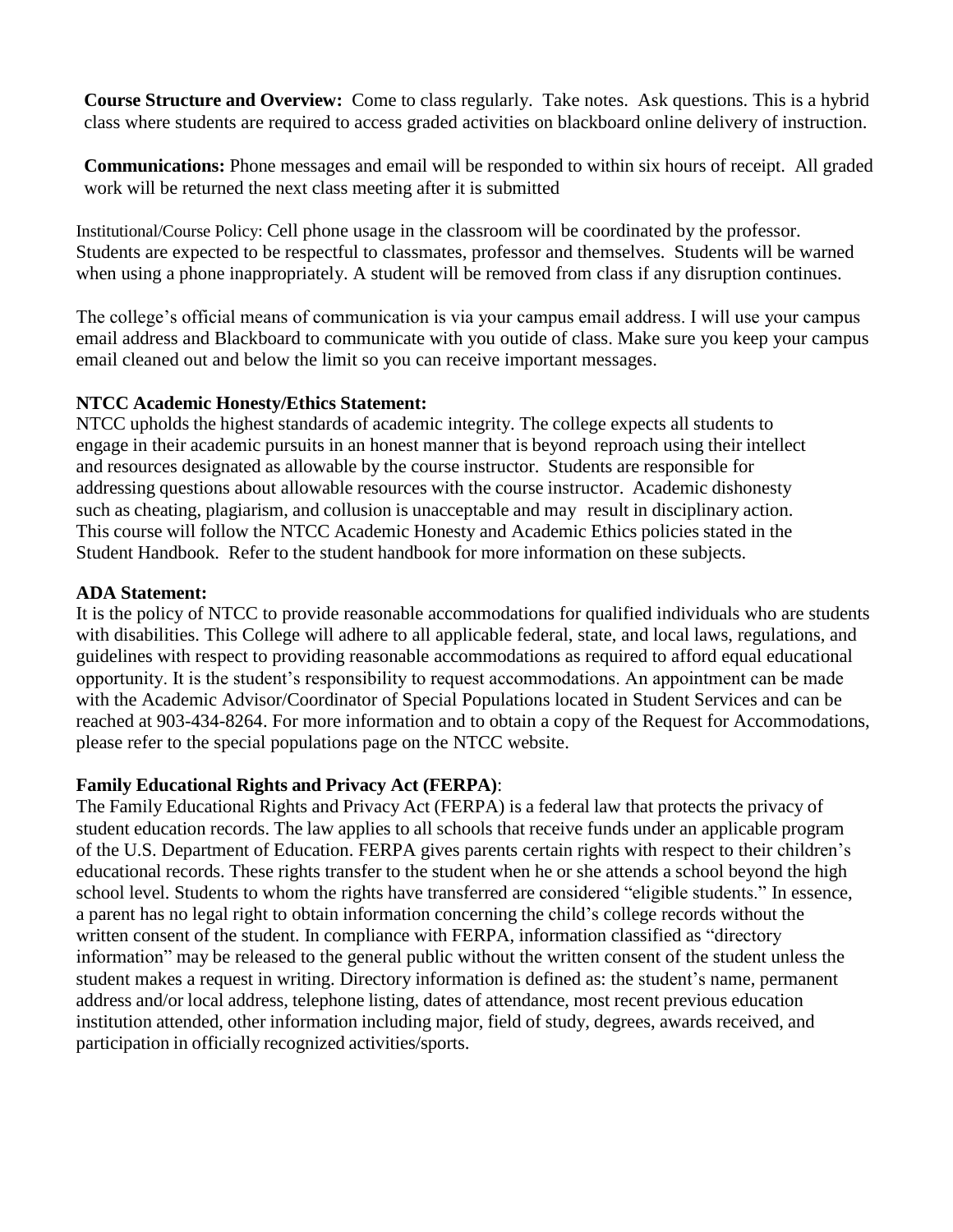**Course Structure and Overview:** Come to class regularly. Take notes. Ask questions. This is a hybrid class where students are required to access graded activities on blackboard online delivery of instruction.

**Communications:** Phone messages and email will be responded to within six hours of receipt. All graded work will be returned the next class meeting after it is submitted

Institutional/Course Policy: Cell phone usage in the classroom will be coordinated by the professor. Students are expected to be respectful to classmates, professor and themselves. Students will be warned when using a phone inappropriately. A student will be removed from class if any disruption continues.

The college's official means of communication is via your campus email address. I will use your campus email address and Blackboard to communicate with you outide of class. Make sure you keep your campus email cleaned out and below the limit so you can receive important messages.

**NTCC Academic Honesty/Ethics Statement:**

NTCC upholds the highest standards of academic integrity. The college expects all students to engage in their academic pursuits in an honest manner that is beyond reproach using their intellect and resources designated as allowable by the course instructor. Students are responsible for addressing questions about allowable resources with the course instructor. Academic dishonesty such as cheating, plagiarism, and collusion is unacceptable and may result in disciplinary action. This course will follow the NTCC Academic Honesty and Academic Ethics policies stated in the Student Handbook. Refer to the student handbook for more information on these subjects.

**ADA Statement:**

It is the policy of NTCC to provide reasonable accommodations for qualified individuals who are students with disabilities. This College will adhere to all applicable federal, state, and local laws, regulations, and guidelines with respect to providing reasonable accommodations as required to afford equal educational opportunity. It is the student's responsibility to request accommodations. An appointment can be made with the Academic Advisor/Coordinator of Special Populations located in Student Services and can be reached at 903-434-8264. For more information and to obtain a copy of the Request for Accommodations, please refer to the special populations page on the NTCC website.

**Family Educational Rights and Privacy Act (FERPA)**:

The Family Educational Rights and Privacy Act (FERPA) is a federal law that protects the privacy of student education records. The law applies to all schools that receive funds under an applicable program of the U.S. Department of Education. FERPA gives parents certain rights with respect to their children's educational records. These rights transfer to the student when he or she attends a school beyond the high school level. Students to whom the rights have transferred are considered "eligible students." In essence, a parent has no legal right to obtain information concerning the child's college records without the written consent of the student. In compliance with FERPA, information classified as "directory information" may be released to the general public without the written consent of the student unless the student makes a request in writing. Directory information is defined as: the student's name, permanent address and/or local address, telephone listing, dates of attendance, most recent previous education institution attended, other information including major, field of study, degrees, awards received, and participation in officially recognized activities/sports.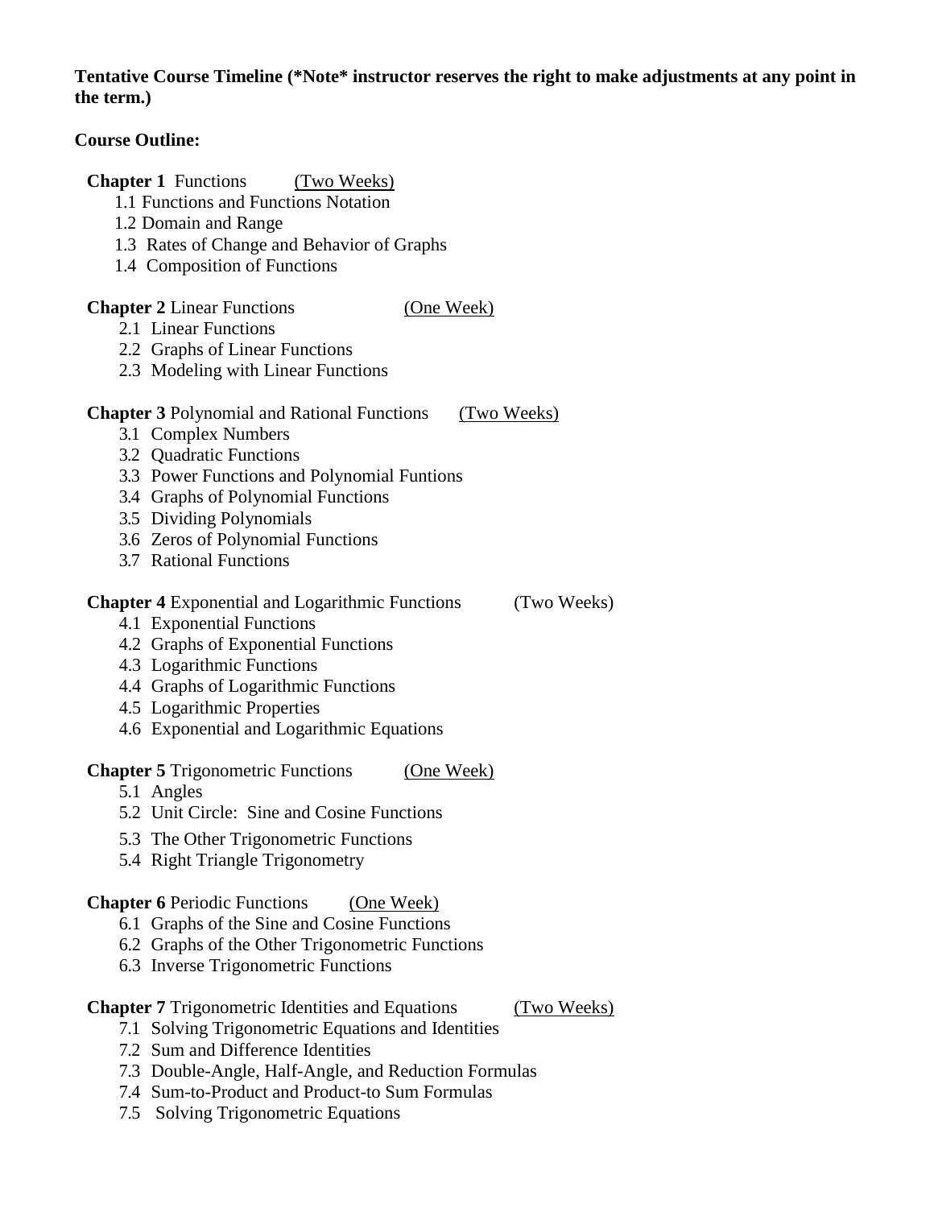**Tentative Course Timeline (*Note* instructor reserves the right to make adjustments at any point in the term.)**

**Course Outline:**

**Chapter 1** Functions (Two Weeks)

- 1.1 Functions and Functions Notation
- 1.2 Domain and Range
- 1.3 Rates of Change and Behavior of Graphs
- 1.4 Composition of Functions

**Chapter 2** Linear Functions (One Week)

- 2.1 Linear Functions
- 2.2 Graphs of Linear Functions
- 2.3 Modeling with Linear Functions

**Chapter 3** Polynomial and Rational Functions (Two Weeks)

- 3.1 Complex Numbers
- 3.2 Quadratic Functions
- 3.3 Power Functions and Polynomial Funtions
- 3.4 Graphs of Polynomial Functions
- 3.5 Dividing Polynomials
- 3.6 Zeros of Polynomial Functions
- 3.7 Rational Functions

**Chapter 4** Exponential and Logarithmic Functions (Two Weeks)

- 4.1 Exponential Functions
- 4.2 Graphs of Exponential Functions
- 4.3 Logarithmic Functions
- 4.4 Graphs of Logarithmic Functions
- 4.5 Logarithmic Properties
- 4.6 Exponential and Logarithmic Equations

**Chapter 5** Trigonometric Functions (One Week)

- 5.1 Angles
- 5.2 Unit Circle: Sine and Cosine Functions
- 5.3 The Other Trigonometric Functions
- 5.4 Right Triangle Trigonometry

**Chapter 6** Periodic Functions (One Week)

- 6.1 Graphs of the Sine and Cosine Functions
- 6.2 Graphs of the Other Trigonometric Functions
- 6.3 Inverse Trigonometric Functions

**Chapter 7** Trigonometric Identities and Equations (Two Weeks)

- 7.1 Solving Trigonometric Equations and Identities
- 7.2 Sum and Difference Identities
- 7.3 Double-Angle, Half-Angle, and Reduction Formulas
- 7.4 Sum-to-Product and Product-to Sum Formulas
- 7.5 Solving Trigonometric Equations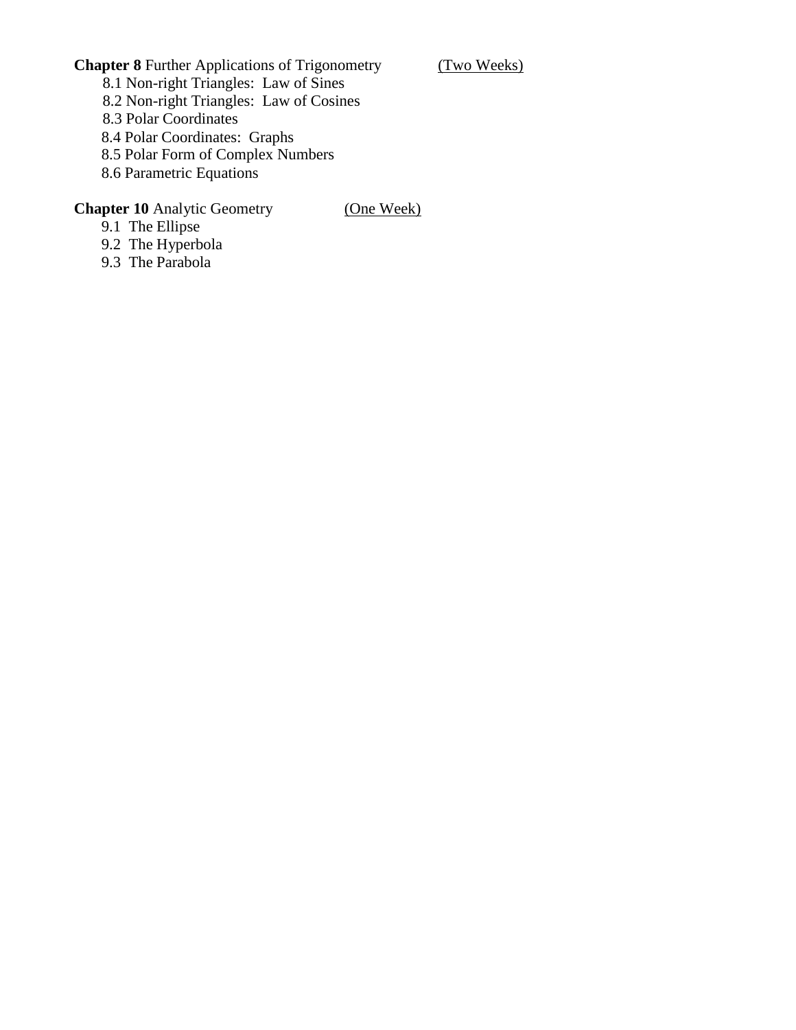**Chapter 8** Further Applications of Trigonometry (Two Weeks)

- 8.1 Non-right Triangles: Law of Sines
- 8.2 Non-right Triangles: Law of Cosines
- 8.3 Polar Coordinates
- 8.4 Polar Coordinates: Graphs
- 8.5 Polar Form of Complex Numbers
- 8.6 Parametric Equations

**Chapter 10** Analytic Geometry (One Week)

- 9.1 The Ellipse
- 9.2 The Hyperbola
- 9.3 The Parabola